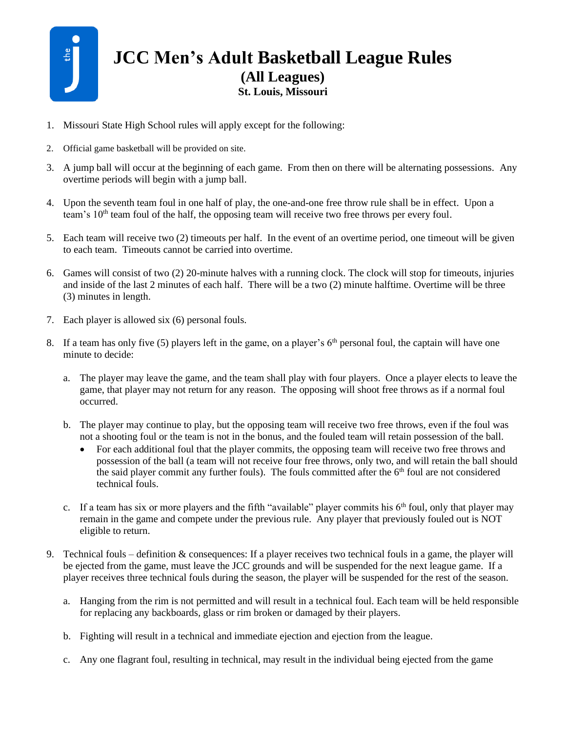# JCC Men's Adult Basketball League Rules

## (All Leagues)

### St. Louis, Missouri

1. Missouri State High School rules will apply except for the following:

2. Official game basketball will be provided on site.

3. A jump ball will occur at the beginning of each game. From then on there will be alternating possessions. Any overtime periods will begin with a jump ball.

4. Upon the seventh team foul in one half of play, the one-and-one free throw rule shall be in effect. Upon a team's 10th team foul of the half, the opposing team will receive two free throws per every foul.

5. Each team will receive two (2) timeouts per half. In the event of an overtime period, one timeout will be given to each team. Timeouts cannot be carried into overtime.

6. Games will consist of two (2) 20-minute halves with a running clock. The clock will stop for timeouts, injuries and inside of the last 2 minutes of each half. There will be a two (2) minute halftime. Overtime will be three (3) minutes in length.

7. Each player is allowed six (6) personal fouls.

8. If a team has only five (5) players left in the game, on a player's 6th personal foul, the captain will have one minute to decide:

   a. The player may leave the game, and the team shall play with four players. Once a player elects to leave the game, that player may not return for any reason. The opposing will shoot free throws as if a normal foul occurred.

   b. The player may continue to play, but the opposing team will receive two free throws, even if the foul was not a shooting foul or the team is not in the bonus, and the fouled team will retain possession of the ball.
      - For each additional foul that the player commits, the opposing team will receive two free throws and possession of the ball (a team will not receive four free throws, only two, and will retain the ball should the said player commit any further fouls). The fouls committed after the 6th foul are not considered technical fouls.

   c. If a team has six or more players and the fifth "available" player commits his 6th foul, only that player may remain in the game and compete under the previous rule. Any player that previously fouled out is NOT eligible to return.

9. Technical fouls – definition & consequences: If a player receives two technical fouls in a game, the player will be ejected from the game, must leave the JCC grounds and will be suspended for the next league game. If a player receives three technical fouls during the season, the player will be suspended for the rest of the season.

   a. Hanging from the rim is not permitted and will result in a technical foul. Each team will be held responsible for replacing any backboards, glass or rim broken or damaged by their players.

   b. Fighting will result in a technical and immediate ejection and ejection from the league.

   c. Any one flagrant foul, resulting in technical, may result in the individual being ejected from the game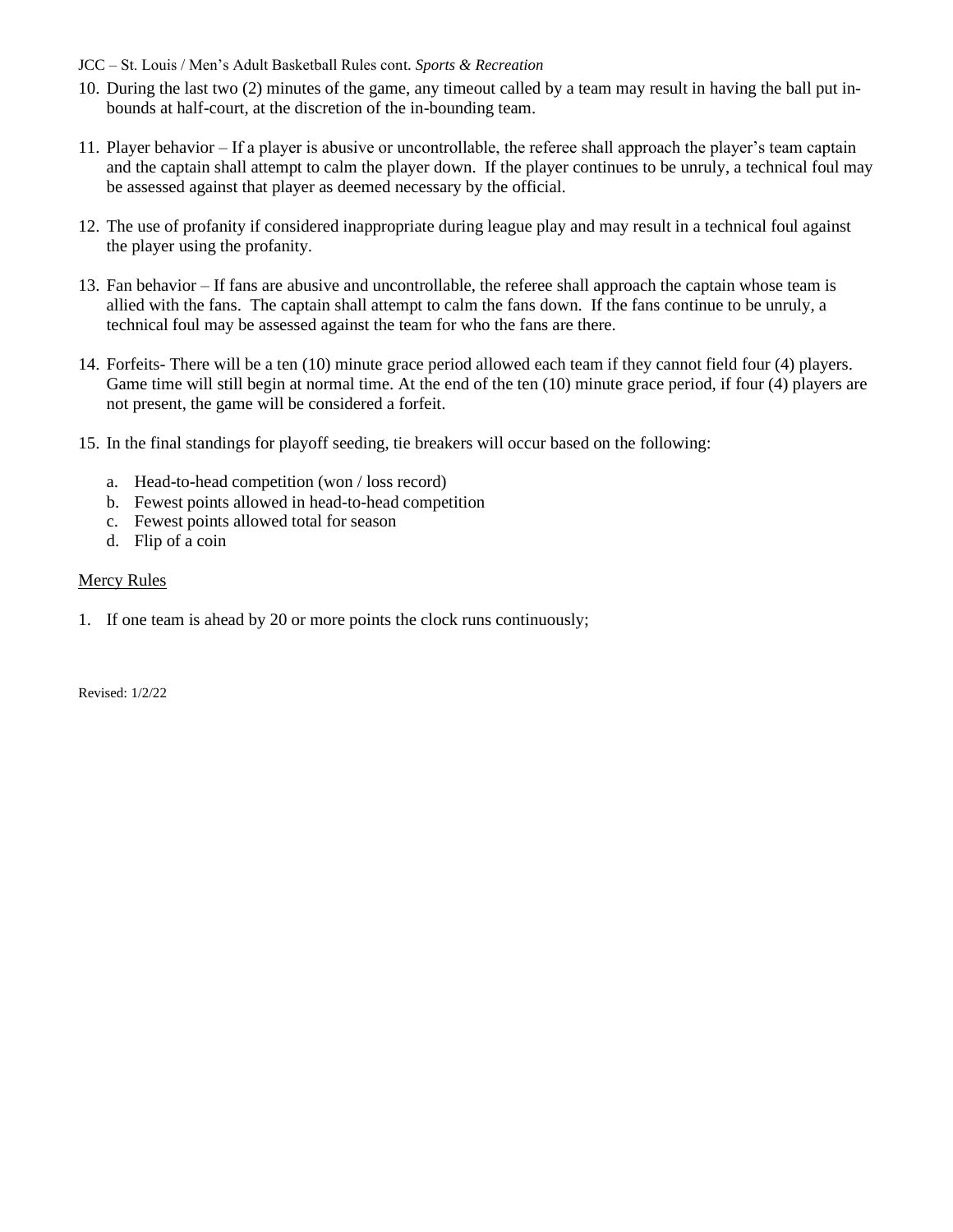10. During the last two (2) minutes of the game, any timeout called by a team may result in having the ball put in-bounds at half-court, at the discretion of the in-bounding team.

11. Player behavior – If a player is abusive or uncontrollable, the referee shall approach the player's team captain and the captain shall attempt to calm the player down. If the player continues to be unruly, a technical foul may be assessed against that player as deemed necessary by the official.

12. The use of profanity if considered inappropriate during league play and may result in a technical foul against the player using the profanity.

13. Fan behavior – If fans are abusive and uncontrollable, the referee shall approach the captain whose team is allied with the fans. The captain shall attempt to calm the fans down. If the fans continue to be unruly, a technical foul may be assessed against the team for who the fans are there.

14. Forfeits- There will be a ten (10) minute grace period allowed each team if they cannot field four (4) players. Game time will still begin at normal time. At the end of the ten (10) minute grace period, if four (4) players are not present, the game will be considered a forfeit.

15. In the final standings for playoff seeding, tie breakers will occur based on the following:

    a. Head-to-head competition (won / loss record)
    b. Fewest points allowed in head-to-head competition
    c. Fewest points allowed total for season
    d. Flip of a coin

<u>Mercy Rules</u>

1. If one team is ahead by 20 or more points the clock runs continuously;

Revised: 1/2/22